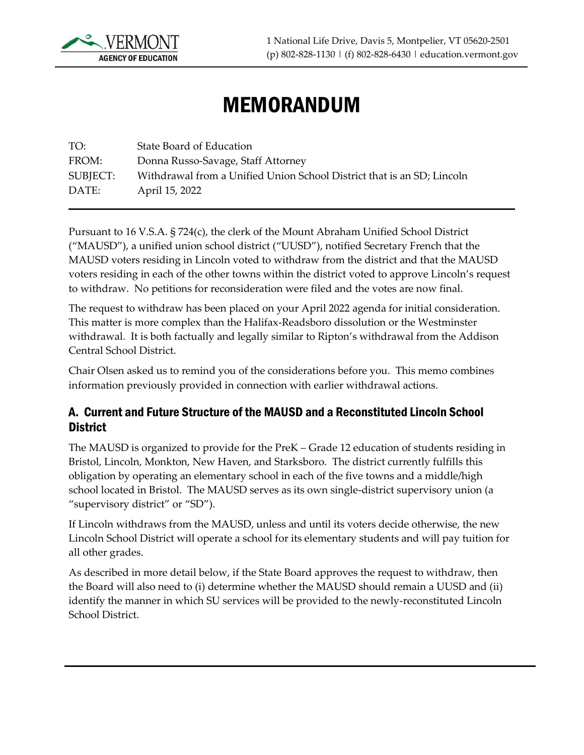VERMONT AGENCY OF EDUCATION

1 National Life Drive, Davis 5, Montpelier, VT 05620-2501
(p) 802-828-1130 | (f) 802-828-6430 | education.vermont.gov

# MEMORANDUM

TO: State Board of Education
FROM: Donna Russo-Savage, Staff Attorney
SUBJECT: Withdrawal from a Unified Union School District that is an SD; Lincoln
DATE: April 15, 2022

Pursuant to 16 V.S.A. § 724(c), the clerk of the Mount Abraham Unified School District ("MAUSD"), a unified union school district ("UUSD"), notified Secretary French that the MAUSD voters residing in Lincoln voted to withdraw from the district and that the MAUSD voters residing in each of the other towns within the district voted to approve Lincoln's request to withdraw. No petitions for reconsideration were filed and the votes are now final.

The request to withdraw has been placed on your April 2022 agenda for initial consideration. This matter is more complex than the Halifax-Readsboro dissolution or the Westminster withdrawal. It is both factually and legally similar to Ripton's withdrawal from the Addison Central School District.

Chair Olsen asked us to remind you of the considerations before you. This memo combines information previously provided in connection with earlier withdrawal actions.

## A. Current and Future Structure of the MAUSD and a Reconstituted Lincoln School District

The MAUSD is organized to provide for the PreK – Grade 12 education of students residing in Bristol, Lincoln, Monkton, New Haven, and Starksboro. The district currently fulfills this obligation by operating an elementary school in each of the five towns and a middle/high school located in Bristol. The MAUSD serves as its own single-district supervisory union (a "supervisory district" or "SD").

If Lincoln withdraws from the MAUSD, unless and until its voters decide otherwise, the new Lincoln School District will operate a school for its elementary students and will pay tuition for all other grades.

As described in more detail below, if the State Board approves the request to withdraw, then the Board will also need to (i) determine whether the MAUSD should remain a UUSD and (ii) identify the manner in which SU services will be provided to the newly-reconstituted Lincoln School District.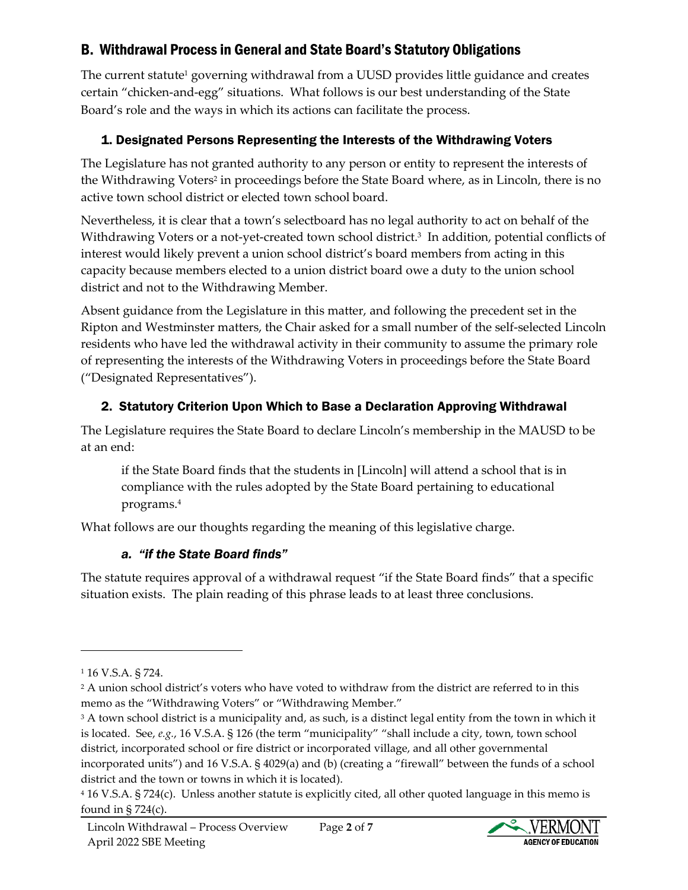## B. Withdrawal Process in General and State Board's Statutory Obligations

The current statute[1] governing withdrawal from a UUSD provides little guidance and creates certain "chicken-and-egg" situations. What follows is our best understanding of the State Board's role and the ways in which its actions can facilitate the process.

### 1. Designated Persons Representing the Interests of the Withdrawing Voters

The Legislature has not granted authority to any person or entity to represent the interests of the Withdrawing Voters[2] in proceedings before the State Board where, as in Lincoln, there is no active town school district or elected town school board.

Nevertheless, it is clear that a town's selectboard has no legal authority to act on behalf of the Withdrawing Voters or a not-yet-created town school district.[3] In addition, potential conflicts of interest would likely prevent a union school district's board members from acting in this capacity because members elected to a union district board owe a duty to the union school district and not to the Withdrawing Member.

Absent guidance from the Legislature in this matter, and following the precedent set in the Ripton and Westminster matters, the Chair asked for a small number of the self-selected Lincoln residents who have led the withdrawal activity in their community to assume the primary role of representing the interests of the Withdrawing Voters in proceedings before the State Board ("Designated Representatives").

### 2. Statutory Criterion Upon Which to Base a Declaration Approving Withdrawal

The Legislature requires the State Board to declare Lincoln's membership in the MAUSD to be at an end:

> if the State Board finds that the students in [Lincoln] will attend a school that is in compliance with the rules adopted by the State Board pertaining to educational programs.[4]

What follows are our thoughts regarding the meaning of this legislative charge.

#### a. *"if the State Board finds"*

The statute requires approval of a withdrawal request "if the State Board finds" that a specific situation exists. The plain reading of this phrase leads to at least three conclusions.

---

[1] 16 V.S.A. § 724.

[2] A union school district's voters who have voted to withdraw from the district are referred to in this memo as the "Withdrawing Voters" or "Withdrawing Member."

[3] A town school district is a municipality and, as such, is a distinct legal entity from the town in which it is located. See, *e.g.*, 16 V.S.A. § 126 (the term "municipality" "shall include a city, town, town school district, incorporated school or fire district or incorporated village, and all other governmental incorporated units") and 16 V.S.A. § 4029(a) and (b) (creating a "firewall" between the funds of a school district and the town or towns in which it is located).

[4] 16 V.S.A. § 724(c). Unless another statute is explicitly cited, all other quoted language in this memo is found in § 724(c).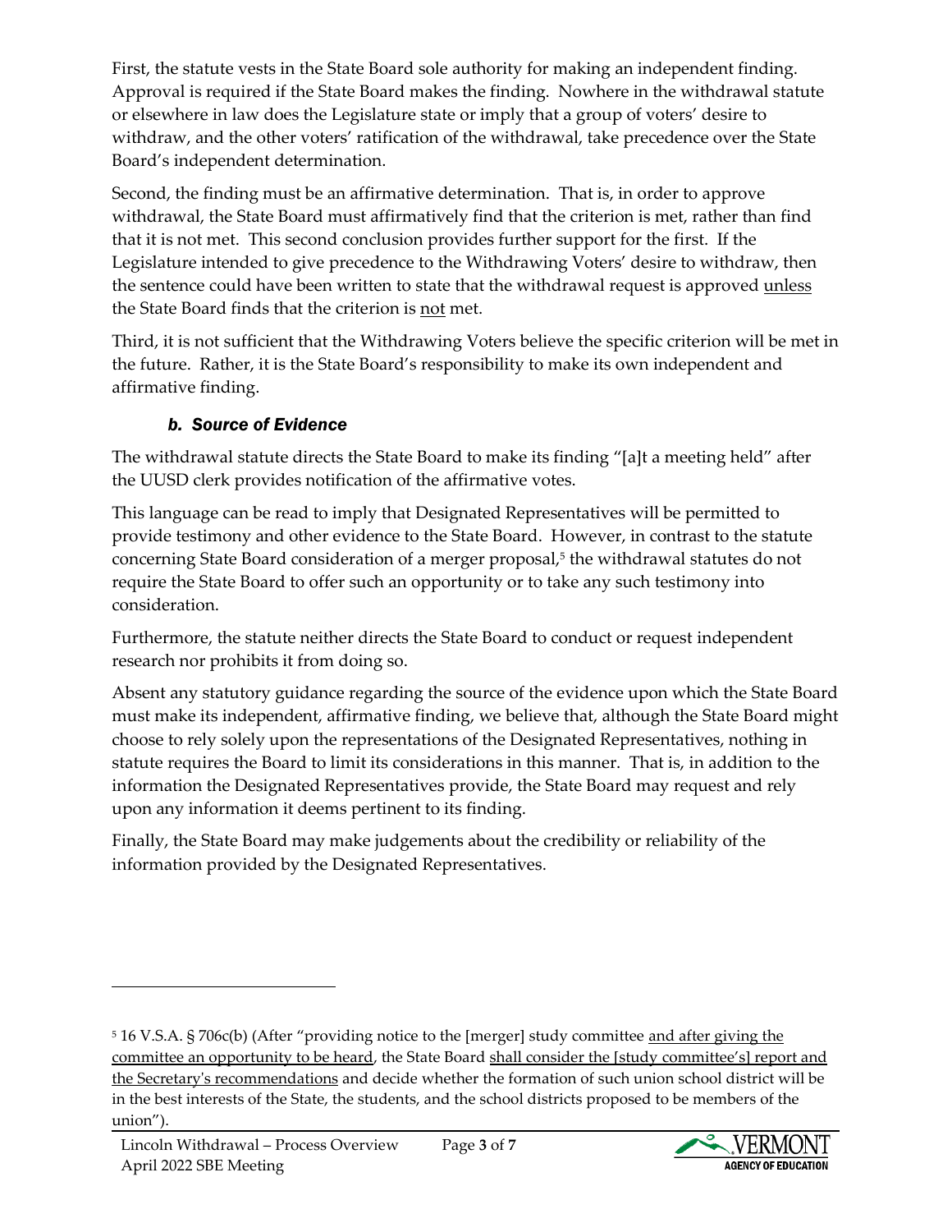First, the statute vests in the State Board sole authority for making an independent finding. Approval is required if the State Board makes the finding. Nowhere in the withdrawal statute or elsewhere in law does the Legislature state or imply that a group of voters' desire to withdraw, and the other voters' ratification of the withdrawal, take precedence over the State Board's independent determination.

Second, the finding must be an affirmative determination. That is, in order to approve withdrawal, the State Board must affirmatively find that the criterion is met, rather than find that it is not met. This second conclusion provides further support for the first. If the Legislature intended to give precedence to the Withdrawing Voters' desire to withdraw, then the sentence could have been written to state that the withdrawal request is approved <u>unless</u> the State Board finds that the criterion is <u>not</u> met.

Third, it is not sufficient that the Withdrawing Voters believe the specific criterion will be met in the future. Rather, it is the State Board's responsibility to make its own independent and affirmative finding.

### *b. Source of Evidence*

The withdrawal statute directs the State Board to make its finding "[a]t a meeting held" after the UUSD clerk provides notification of the affirmative votes.

This language can be read to imply that Designated Representatives will be permitted to provide testimony and other evidence to the State Board. However, in contrast to the statute concerning State Board consideration of a merger proposal,[5] the withdrawal statutes do not require the State Board to offer such an opportunity or to take any such testimony into consideration.

Furthermore, the statute neither directs the State Board to conduct or request independent research nor prohibits it from doing so.

Absent any statutory guidance regarding the source of the evidence upon which the State Board must make its independent, affirmative finding, we believe that, although the State Board might choose to rely solely upon the representations of the Designated Representatives, nothing in statute requires the Board to limit its considerations in this manner. That is, in addition to the information the Designated Representatives provide, the State Board may request and rely upon any information it deems pertinent to its finding.

Finally, the State Board may make judgements about the credibility or reliability of the information provided by the Designated Representatives.

---

[5] 16 V.S.A. § 706c(b) (After "providing notice to the [merger] study committee <u>and after giving the committee an opportunity to be heard</u>, the State Board <u>shall consider the [study committee's] report and the Secretary's recommendations</u> and decide whether the formation of such union school district will be in the best interests of the State, the students, and the school districts proposed to be members of the union").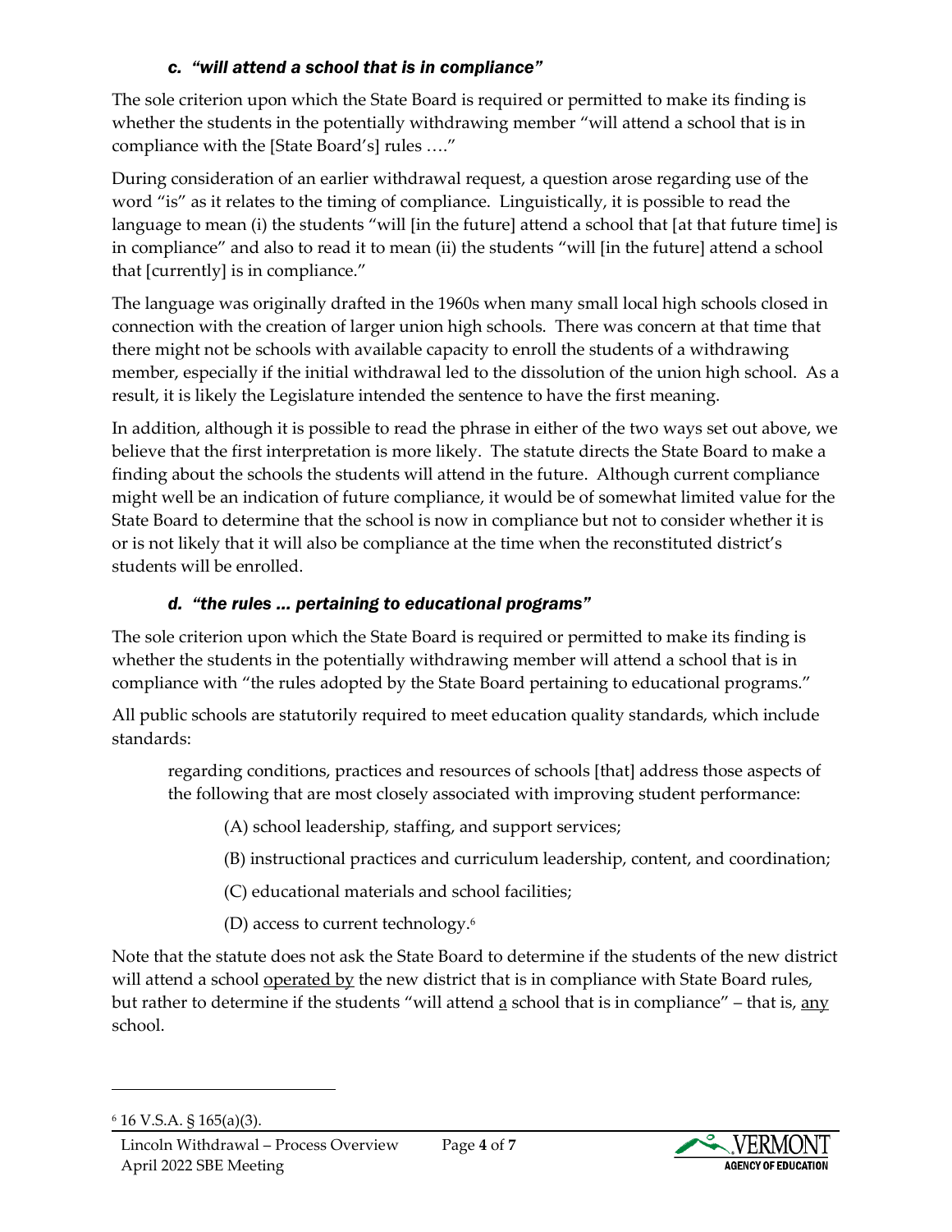### c. *"will attend a school that is in compliance"*

The sole criterion upon which the State Board is required or permitted to make its finding is whether the students in the potentially withdrawing member "will attend a school that is in compliance with the [State Board's] rules …."

During consideration of an earlier withdrawal request, a question arose regarding use of the word "is" as it relates to the timing of compliance. Linguistically, it is possible to read the language to mean (i) the students "will [in the future] attend a school that [at that future time] is in compliance" and also to read it to mean (ii) the students "will [in the future] attend a school that [currently] is in compliance."

The language was originally drafted in the 1960s when many small local high schools closed in connection with the creation of larger union high schools. There was concern at that time that there might not be schools with available capacity to enroll the students of a withdrawing member, especially if the initial withdrawal led to the dissolution of the union high school. As a result, it is likely the Legislature intended the sentence to have the first meaning.

In addition, although it is possible to read the phrase in either of the two ways set out above, we believe that the first interpretation is more likely. The statute directs the State Board to make a finding about the schools the students will attend in the future. Although current compliance might well be an indication of future compliance, it would be of somewhat limited value for the State Board to determine that the school is now in compliance but not to consider whether it is or is not likely that it will also be compliance at the time when the reconstituted district's students will be enrolled.

### d. *"the rules … pertaining to educational programs"*

The sole criterion upon which the State Board is required or permitted to make its finding is whether the students in the potentially withdrawing member will attend a school that is in compliance with "the rules adopted by the State Board pertaining to educational programs."

All public schools are statutorily required to meet education quality standards, which include standards:

> regarding conditions, practices and resources of schools [that] address those aspects of the following that are most closely associated with improving student performance:
>
> (A) school leadership, staffing, and support services;
>
> (B) instructional practices and curriculum leadership, content, and coordination;
>
> (C) educational materials and school facilities;
>
> (D) access to current technology.[6]

Note that the statute does not ask the State Board to determine if the students of the new district will attend a school operated by the new district that is in compliance with State Board rules, but rather to determine if the students "will attend a school that is in compliance" – that is, any school.

---

[6] 16 V.S.A. § 165(a)(3).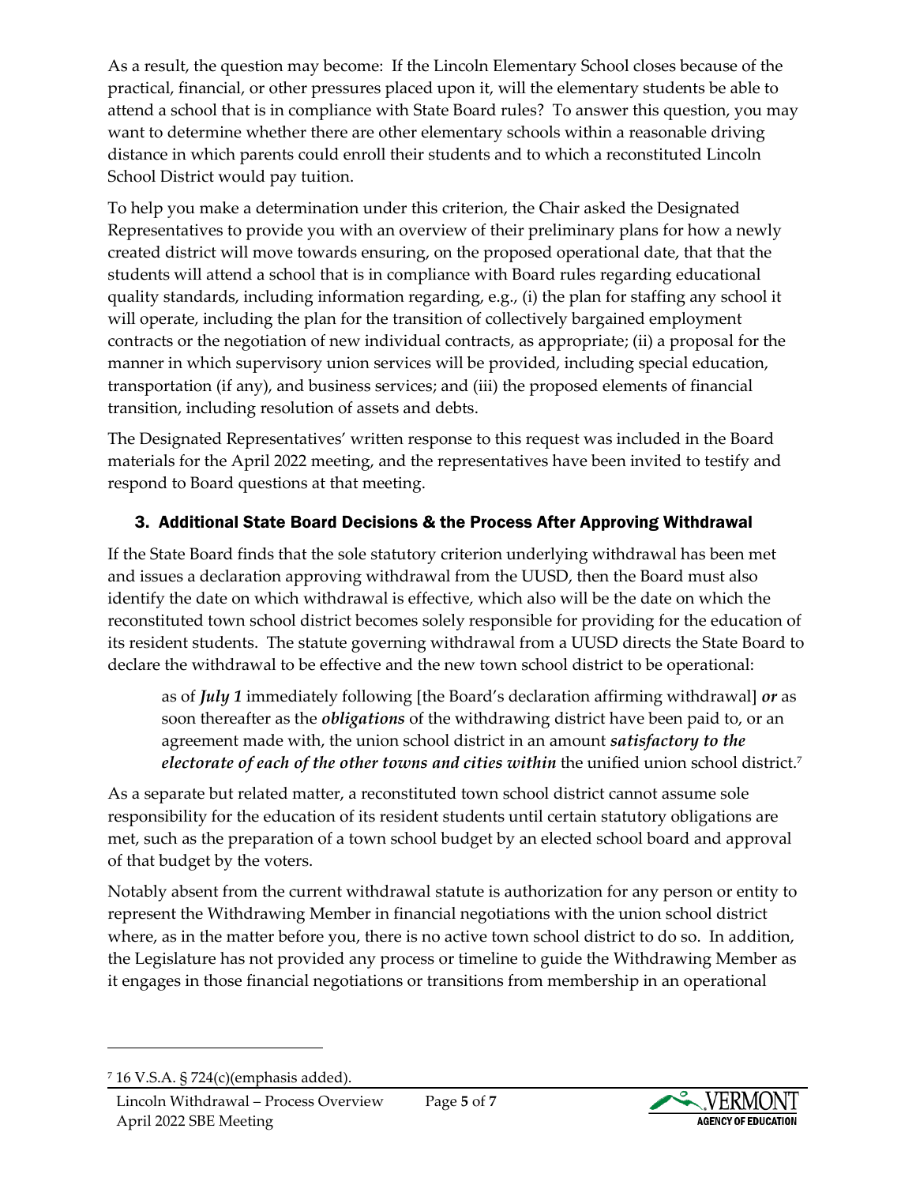As a result, the question may become: If the Lincoln Elementary School closes because of the practical, financial, or other pressures placed upon it, will the elementary students be able to attend a school that is in compliance with State Board rules? To answer this question, you may want to determine whether there are other elementary schools within a reasonable driving distance in which parents could enroll their students and to which a reconstituted Lincoln School District would pay tuition.

To help you make a determination under this criterion, the Chair asked the Designated Representatives to provide you with an overview of their preliminary plans for how a newly created district will move towards ensuring, on the proposed operational date, that that the students will attend a school that is in compliance with Board rules regarding educational quality standards, including information regarding, e.g., (i) the plan for staffing any school it will operate, including the plan for the transition of collectively bargained employment contracts or the negotiation of new individual contracts, as appropriate; (ii) a proposal for the manner in which supervisory union services will be provided, including special education, transportation (if any), and business services; and (iii) the proposed elements of financial transition, including resolution of assets and debts.

The Designated Representatives' written response to this request was included in the Board materials for the April 2022 meeting, and the representatives have been invited to testify and respond to Board questions at that meeting.

## 3. Additional State Board Decisions & the Process After Approving Withdrawal

If the State Board finds that the sole statutory criterion underlying withdrawal has been met and issues a declaration approving withdrawal from the UUSD, then the Board must also identify the date on which withdrawal is effective, which also will be the date on which the reconstituted town school district becomes solely responsible for providing for the education of its resident students. The statute governing withdrawal from a UUSD directs the State Board to declare the withdrawal to be effective and the new town school district to be operational:

> as of ***July 1*** immediately following [the Board's declaration affirming withdrawal] ***or*** as soon thereafter as the ***obligations*** of the withdrawing district have been paid to, or an agreement made with, the union school district in an amount ***satisfactory to the electorate of each of the other towns and cities within*** the unified union school district.[7]

As a separate but related matter, a reconstituted town school district cannot assume sole responsibility for the education of its resident students until certain statutory obligations are met, such as the preparation of a town school budget by an elected school board and approval of that budget by the voters.

Notably absent from the current withdrawal statute is authorization for any person or entity to represent the Withdrawing Member in financial negotiations with the union school district where, as in the matter before you, there is no active town school district to do so. In addition, the Legislature has not provided any process or timeline to guide the Withdrawing Member as it engages in those financial negotiations or transitions from membership in an operational

[7] 16 V.S.A. § 724(c)(emphasis added).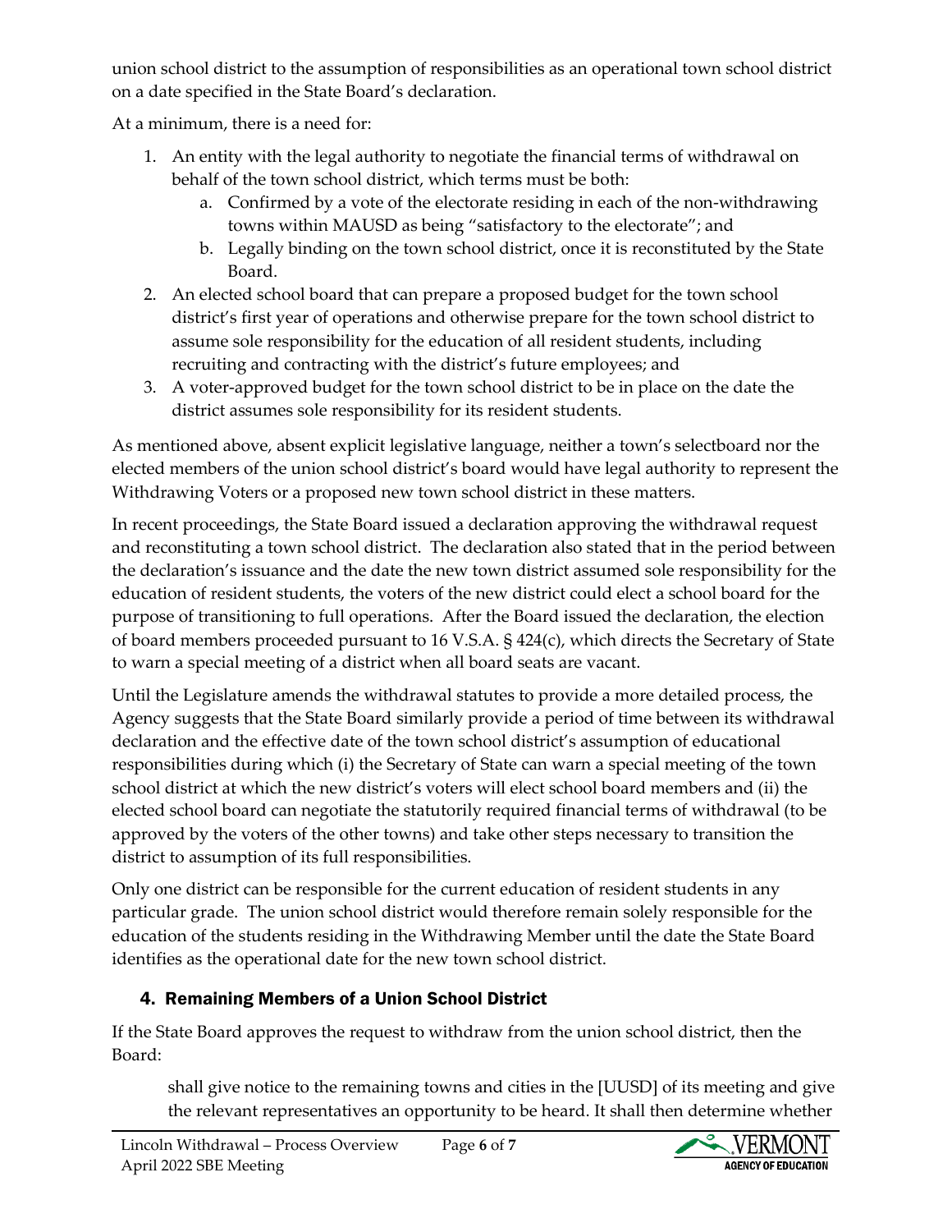union school district to the assumption of responsibilities as an operational town school district on a date specified in the State Board's declaration.

At a minimum, there is a need for:

1. An entity with the legal authority to negotiate the financial terms of withdrawal on behalf of the town school district, which terms must be both:
   a. Confirmed by a vote of the electorate residing in each of the non-withdrawing towns within MAUSD as being "satisfactory to the electorate"; and
   b. Legally binding on the town school district, once it is reconstituted by the State Board.
2. An elected school board that can prepare a proposed budget for the town school district's first year of operations and otherwise prepare for the town school district to assume sole responsibility for the education of all resident students, including recruiting and contracting with the district's future employees; and
3. A voter-approved budget for the town school district to be in place on the date the district assumes sole responsibility for its resident students.

As mentioned above, absent explicit legislative language, neither a town's selectboard nor the elected members of the union school district's board would have legal authority to represent the Withdrawing Voters or a proposed new town school district in these matters.

In recent proceedings, the State Board issued a declaration approving the withdrawal request and reconstituting a town school district. The declaration also stated that in the period between the declaration's issuance and the date the new town district assumed sole responsibility for the education of resident students, the voters of the new district could elect a school board for the purpose of transitioning to full operations. After the Board issued the declaration, the election of board members proceeded pursuant to 16 V.S.A. § 424(c), which directs the Secretary of State to warn a special meeting of a district when all board seats are vacant.

Until the Legislature amends the withdrawal statutes to provide a more detailed process, the Agency suggests that the State Board similarly provide a period of time between its withdrawal declaration and the effective date of the town school district's assumption of educational responsibilities during which (i) the Secretary of State can warn a special meeting of the town school district at which the new district's voters will elect school board members and (ii) the elected school board can negotiate the statutorily required financial terms of withdrawal (to be approved by the voters of the other towns) and take other steps necessary to transition the district to assumption of its full responsibilities.

Only one district can be responsible for the current education of resident students in any particular grade. The union school district would therefore remain solely responsible for the education of the students residing in the Withdrawing Member until the date the State Board identifies as the operational date for the new town school district.

## 4. Remaining Members of a Union School District

If the State Board approves the request to withdraw from the union school district, then the Board:

> shall give notice to the remaining towns and cities in the [UUSD] of its meeting and give the relevant representatives an opportunity to be heard. It shall then determine whether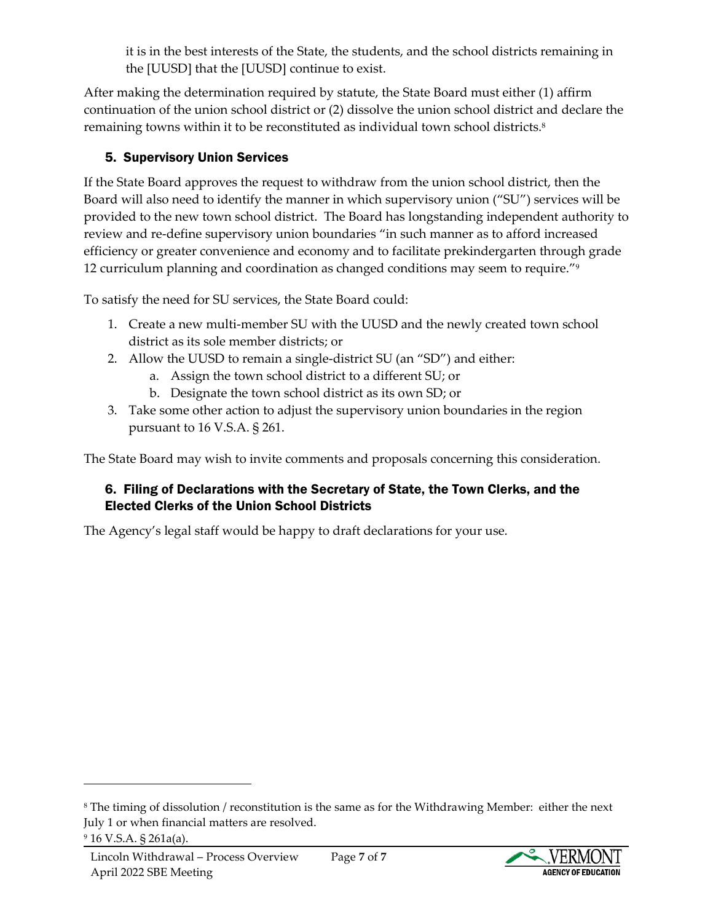it is in the best interests of the State, the students, and the school districts remaining in the [UUSD] that the [UUSD] continue to exist.

After making the determination required by statute, the State Board must either (1) affirm continuation of the union school district or (2) dissolve the union school district and declare the remaining towns within it to be reconstituted as individual town school districts.[8]

### 5. Supervisory Union Services

If the State Board approves the request to withdraw from the union school district, then the Board will also need to identify the manner in which supervisory union ("SU") services will be provided to the new town school district. The Board has longstanding independent authority to review and re-define supervisory union boundaries "in such manner as to afford increased efficiency or greater convenience and economy and to facilitate prekindergarten through grade 12 curriculum planning and coordination as changed conditions may seem to require."[9]

To satisfy the need for SU services, the State Board could:

1. Create a new multi-member SU with the UUSD and the newly created town school district as its sole member districts; or
2. Allow the UUSD to remain a single-district SU (an "SD") and either:
   a. Assign the town school district to a different SU; or
   b. Designate the town school district as its own SD; or
3. Take some other action to adjust the supervisory union boundaries in the region pursuant to 16 V.S.A. § 261.

The State Board may wish to invite comments and proposals concerning this consideration.

### 6. Filing of Declarations with the Secretary of State, the Town Clerks, and the Elected Clerks of the Union School Districts

The Agency's legal staff would be happy to draft declarations for your use.

---

[8] The timing of dissolution / reconstitution is the same as for the Withdrawing Member: either the next July 1 or when financial matters are resolved.

[9] 16 V.S.A. § 261a(a).